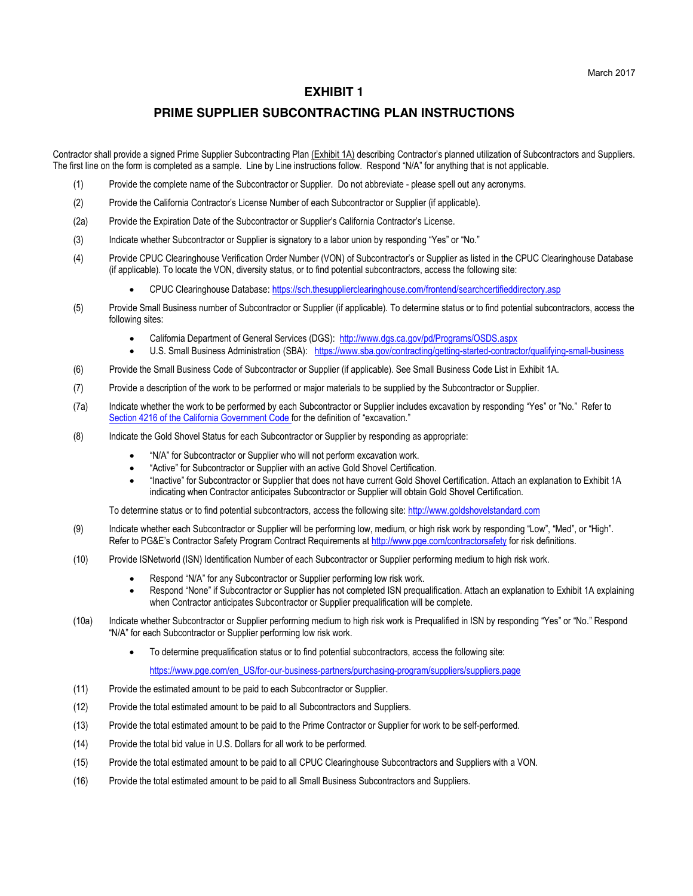March 2017

# EXHIBIT 1

## PRIME SUPPLIER SUBCONTRACTING PLAN INSTRUCTIONS

Contractor shall provide a signed Prime Supplier Subcontracting Plan (Exhibit 1A) describing Contractor's planned utilization of Subcontractors and Suppliers. The first line on the form is completed as a sample. Line by Line instructions follow. Respond "N/A" for anything that is not applicable.

(1) Provide the complete name of the Subcontractor or Supplier. Do not abbreviate - please spell out any acronyms.

(2) Provide the California Contractor's License Number of each Subcontractor or Supplier (if applicable).

(2a) Provide the Expiration Date of the Subcontractor or Supplier's California Contractor's License.

(3) Indicate whether Subcontractor or Supplier is signatory to a labor union by responding "Yes" or "No."

(4) Provide CPUC Clearinghouse Verification Order Number (VON) of Subcontractor's or Supplier as listed in the CPUC Clearinghouse Database (if applicable). To locate the VON, diversity status, or to find potential subcontractors, access the following site:

- CPUC Clearinghouse Database: https://sch.thesupplierclearinghouse.com/frontend/searchcertifieddirectory.asp

(5) Provide Small Business number of Subcontractor or Supplier (if applicable). To determine status or to find potential subcontractors, access the following sites:

- California Department of General Services (DGS): http://www.dgs.ca.gov/pd/Programs/OSDS.aspx
- U.S. Small Business Administration (SBA): https://www.sba.gov/contracting/getting-started-contractor/qualifying-small-business

(6) Provide the Small Business Code of Subcontractor or Supplier (if applicable). See Small Business Code List in Exhibit 1A.

(7) Provide a description of the work to be performed or major materials to be supplied by the Subcontractor or Supplier.

(7a) Indicate whether the work to be performed by each Subcontractor or Supplier includes excavation by responding "Yes" or "No." Refer to Section 4216 of the California Government Code for the definition of "excavation."

(8) Indicate the Gold Shovel Status for each Subcontractor or Supplier by responding as appropriate:

- "N/A" for Subcontractor or Supplier who will not perform excavation work.
- "Active" for Subcontractor or Supplier with an active Gold Shovel Certification.
- "Inactive" for Subcontractor or Supplier that does not have current Gold Shovel Certification. Attach an explanation to Exhibit 1A indicating when Contractor anticipates Subcontractor or Supplier will obtain Gold Shovel Certification.

To determine status or to find potential subcontractors, access the following site: http://www.goldshovelstandard.com

(9) Indicate whether each Subcontractor or Supplier will be performing low, medium, or high risk work by responding "Low", "Med", or "High". Refer to PG&E's Contractor Safety Program Contract Requirements at http://www.pge.com/contractorsafety for risk definitions.

(10) Provide ISNetworld (ISN) Identification Number of each Subcontractor or Supplier performing medium to high risk work.

- Respond "N/A" for any Subcontractor or Supplier performing low risk work.
- Respond "None" if Subcontractor or Supplier has not completed ISN prequalification. Attach an explanation to Exhibit 1A explaining when Contractor anticipates Subcontractor or Supplier prequalification will be complete.

(10a) Indicate whether Subcontractor or Supplier performing medium to high risk work is Prequalified in ISN by responding "Yes" or "No." Respond "N/A" for each Subcontractor or Supplier performing low risk work.

- To determine prequalification status or to find potential subcontractors, access the following site:

  https://www.pge.com/en_US/for-our-business-partners/purchasing-program/suppliers/suppliers.page

(11) Provide the estimated amount to be paid to each Subcontractor or Supplier.

(12) Provide the total estimated amount to be paid to all Subcontractors and Suppliers.

(13) Provide the total estimated amount to be paid to the Prime Contractor or Supplier for work to be self-performed.

(14) Provide the total bid value in U.S. Dollars for all work to be performed.

(15) Provide the total estimated amount to be paid to all CPUC Clearinghouse Subcontractors and Suppliers with a VON.

(16) Provide the total estimated amount to be paid to all Small Business Subcontractors and Suppliers.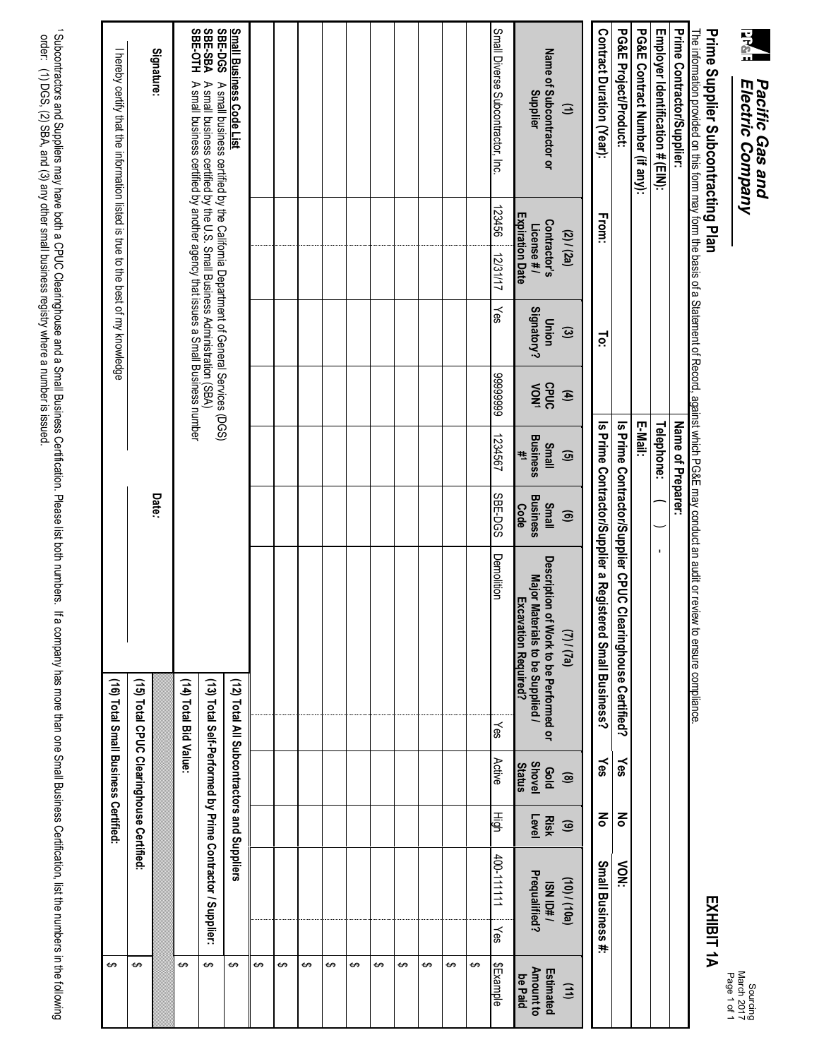# Pacific Gas and Electric Company

## EXHIBIT 1A

## Prime Supplier Subcontracting Plan

The information provided on this form may form the basis of a Statement of Record, against which PG&E may conduct an audit or review to ensure compliance.

| | | | |
|---|---|---|---|
| **Prime Contractor/Supplier:** | | **Name of Preparer:** | |
| **Employer Identification # (EIN):** | | **Telephone:** ( ) - | |
| **PG&E Contract Number (if any):** | | **E-Mail:** | |
| **PG&E Project/Product:** | | **Is Prime Contractor/Supplier CPUC Clearinghouse Certified?** Yes No | **VON:** |
| **Contract Duration (Year):** From: To: | | **Is Prime Contractor/Supplier a Registered Small Business?** Yes No | **Small Business #:** |

| (1) Name of Subcontractor or Supplier | (2) / (2a) Contractor's License # / Expiration Date | | (3) Union Signatory? | (4) CPUC VON[1] | (5) Small Business #[1] | (6) Small Business Code | (7) / (7a) Description of Work to be Performed or Major Materials to be Supplied / Excavation Required? | | (8) Gold Shovel Status | (9) Risk Level | (10) / (10a) ISN ID# / Prequalified? | | (11) Estimated Amount to be Paid |
|---|---|---|---|---|---|---|---|---|---|---|---|---|---|
| Small Diverse Subcontractor, Inc. | 123456 | 12/31/17 | Yes | 9999999 | 1234567 | SBE-DGS | Demolition | Yes | Active | High | 400-111111 | Yes | $Example |
| | | | | | | | | | | | | | $ |
| | | | | | | | | | | | | | $ |
| | | | | | | | | | | | | | $ |
| | | | | | | | | | | | | | $ |
| | | | | | | | | | | | | | $ |
| | | | | | | | | | | | | | $ |
| | | | | | | | | | | | | | $ |
| | | | | | | | | | | | | | $ |
| | | | | | | | | | | | | | $ |
| | | | | | | | | | | | | | $ |

**Small Business Code List**
**SBE-DGS** A small business certified by the California Department of General Services (DGS)
**SBE-SBA** A small business certified by the U.S. Small Business Administration (SBA)
**SBE-OTH** A small business certified by another agency that issues a Small Business number

| | |
|---|---|
| **(12) Total All Subcontractors and Suppliers** | $ |
| **(13) Total Self-Performed by Prime Contractor / Supplier:** | $ |
| **(14) Total Bid Value:** | $ |
| **(15) Total CPUC Clearinghouse Certified:** | $ |
| **(16) Total Small Business Certified:** | $ |

I hereby certify that the information listed is true to the best of my knowledge

**Signature:** **Date:**

[1] Subcontractors and Suppliers may have both a CPUC Clearinghouse and a Small Business Certification. Please list both numbers. If a company has more than one Small Business Certification, list the numbers in the following order: (1) DGS, (2) SBA, and (3) any other small business registry where a number is issued.